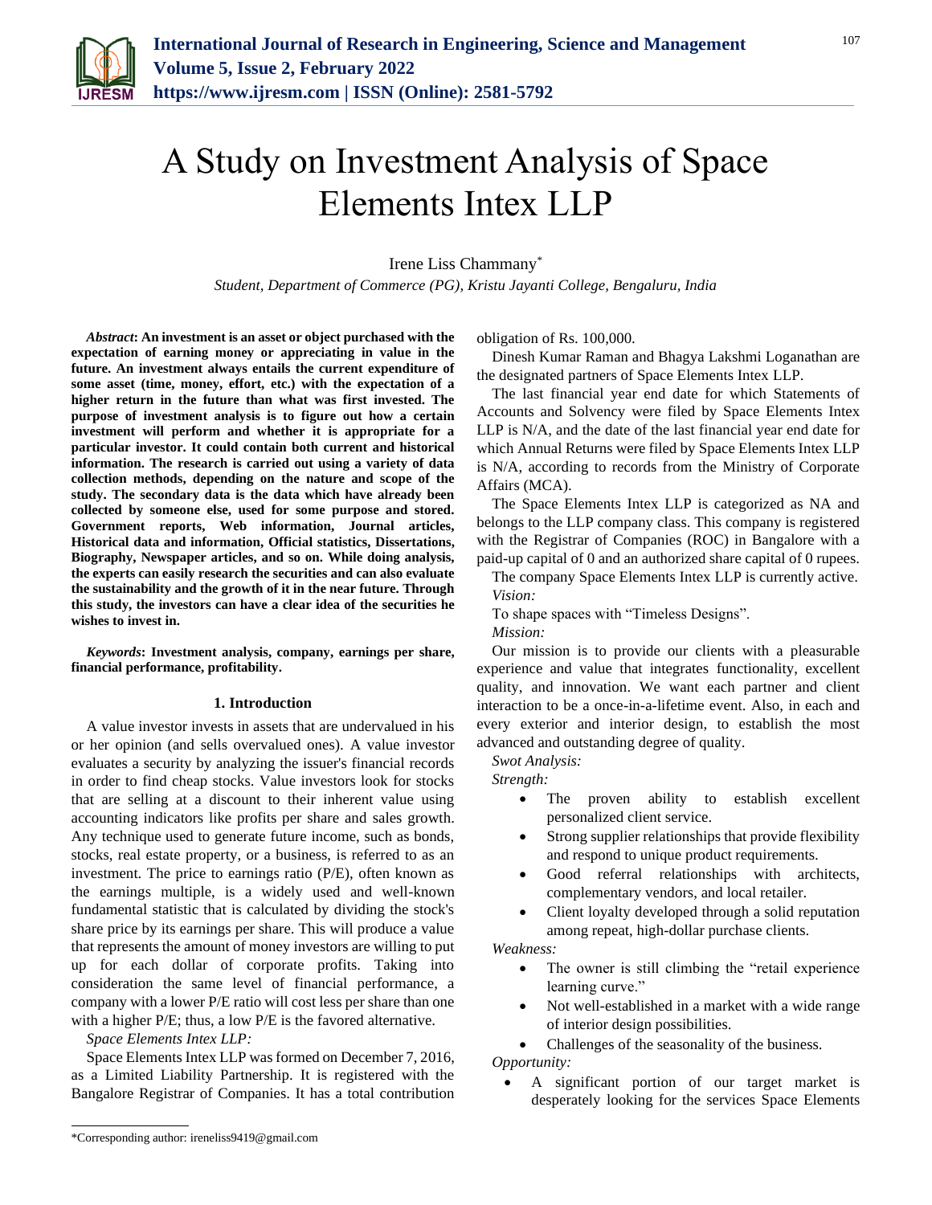# A Study on Investment Analysis of Space Elements Intex LLP

Irene Liss Chammany*

*Student, Department of Commerce (PG), Kristu Jayanti College, Bengaluru, India*

***Abstract*: An investment is an asset or object purchased with the expectation of earning money or appreciating in value in the future. An investment always entails the current expenditure of some asset (time, money, effort, etc.) with the expectation of a higher return in the future than what was first invested. The purpose of investment analysis is to figure out how a certain investment will perform and whether it is appropriate for a particular investor. It could contain both current and historical information. The research is carried out using a variety of data collection methods, depending on the nature and scope of the study. The secondary data is the data which have already been collected by someone else, used for some purpose and stored. Government reports, Web information, Journal articles, Historical data and information, Official statistics, Dissertations, Biography, Newspaper articles, and so on. While doing analysis, the experts can easily research the securities and can also evaluate the sustainability and the growth of it in the near future. Through this study, the investors can have a clear idea of the securities he wishes to invest in.**

***Keywords*: Investment analysis, company, earnings per share, financial performance, profitability.**

## 1. Introduction

A value investor invests in assets that are undervalued in his or her opinion (and sells overvalued ones). A value investor evaluates a security by analyzing the issuer's financial records in order to find cheap stocks. Value investors look for stocks that are selling at a discount to their inherent value using accounting indicators like profits per share and sales growth. Any technique used to generate future income, such as bonds, stocks, real estate property, or a business, is referred to as an investment. The price to earnings ratio (P/E), often known as the earnings multiple, is a widely used and well-known fundamental statistic that is calculated by dividing the stock's share price by its earnings per share. This will produce a value that represents the amount of money investors are willing to put up for each dollar of corporate profits. Taking into consideration the same level of financial performance, a company with a lower P/E ratio will cost less per share than one with a higher P/E; thus, a low P/E is the favored alternative.

*Space Elements Intex LLP:*

Space Elements Intex LLP was formed on December 7, 2016, as a Limited Liability Partnership. It is registered with the Bangalore Registrar of Companies. It has a total contribution obligation of Rs. 100,000.

Dinesh Kumar Raman and Bhagya Lakshmi Loganathan are the designated partners of Space Elements Intex LLP.

The last financial year end date for which Statements of Accounts and Solvency were filed by Space Elements Intex LLP is N/A, and the date of the last financial year end date for which Annual Returns were filed by Space Elements Intex LLP is N/A, according to records from the Ministry of Corporate Affairs (MCA).

The Space Elements Intex LLP is categorized as NA and belongs to the LLP company class. This company is registered with the Registrar of Companies (ROC) in Bangalore with a paid-up capital of 0 and an authorized share capital of 0 rupees.

The company Space Elements Intex LLP is currently active.

*Vision:*

To shape spaces with "Timeless Designs".

*Mission:*

Our mission is to provide our clients with a pleasurable experience and value that integrates functionality, excellent quality, and innovation. We want each partner and client interaction to be a once-in-a-lifetime event. Also, in each and every exterior and interior design, to establish the most advanced and outstanding degree of quality.

*Swot Analysis:*

*Strength:*

- The proven ability to establish excellent personalized client service.
- Strong supplier relationships that provide flexibility and respond to unique product requirements.
- Good referral relationships with architects, complementary vendors, and local retailer.
- Client loyalty developed through a solid reputation among repeat, high-dollar purchase clients.

*Weakness:*

- The owner is still climbing the "retail experience learning curve."
- Not well-established in a market with a wide range of interior design possibilities.
- Challenges of the seasonality of the business.

*Opportunity:*

- A significant portion of our target market is desperately looking for the services Space Elements

*Corresponding author: ireneliss9419@gmail.com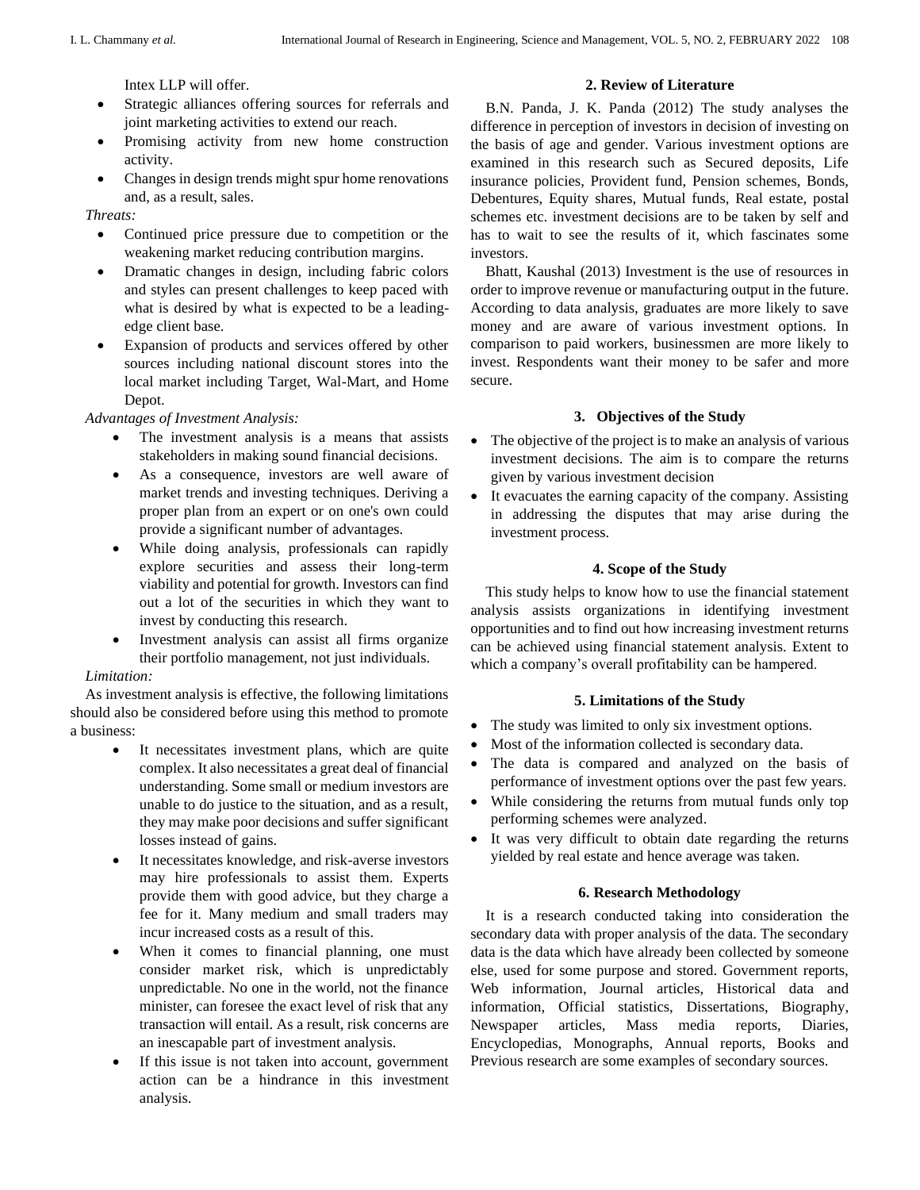Intex LLP will offer.

- Strategic alliances offering sources for referrals and joint marketing activities to extend our reach.
- Promising activity from new home construction activity.
- Changes in design trends might spur home renovations and, as a result, sales.

*Threats:*

- Continued price pressure due to competition or the weakening market reducing contribution margins.
- Dramatic changes in design, including fabric colors and styles can present challenges to keep paced with what is desired by what is expected to be a leading-edge client base.
- Expansion of products and services offered by other sources including national discount stores into the local market including Target, Wal-Mart, and Home Depot.

*Advantages of Investment Analysis:*

- The investment analysis is a means that assists stakeholders in making sound financial decisions.
- As a consequence, investors are well aware of market trends and investing techniques. Deriving a proper plan from an expert or on one's own could provide a significant number of advantages.
- While doing analysis, professionals can rapidly explore securities and assess their long-term viability and potential for growth. Investors can find out a lot of the securities in which they want to invest by conducting this research.
- Investment analysis can assist all firms organize their portfolio management, not just individuals.

*Limitation:*

As investment analysis is effective, the following limitations should also be considered before using this method to promote a business:

- It necessitates investment plans, which are quite complex. It also necessitates a great deal of financial understanding. Some small or medium investors are unable to do justice to the situation, and as a result, they may make poor decisions and suffer significant losses instead of gains.
- It necessitates knowledge, and risk-averse investors may hire professionals to assist them. Experts provide them with good advice, but they charge a fee for it. Many medium and small traders may incur increased costs as a result of this.
- When it comes to financial planning, one must consider market risk, which is unpredictably unpredictable. No one in the world, not the finance minister, can foresee the exact level of risk that any transaction will entail. As a result, risk concerns are an inescapable part of investment analysis.
- If this issue is not taken into account, government action can be a hindrance in this investment analysis.

## 2. Review of Literature

B.N. Panda, J. K. Panda (2012) The study analyses the difference in perception of investors in decision of investing on the basis of age and gender. Various investment options are examined in this research such as Secured deposits, Life insurance policies, Provident fund, Pension schemes, Bonds, Debentures, Equity shares, Mutual funds, Real estate, postal schemes etc. investment decisions are to be taken by self and has to wait to see the results of it, which fascinates some investors.

Bhatt, Kaushal (2013) Investment is the use of resources in order to improve revenue or manufacturing output in the future. According to data analysis, graduates are more likely to save money and are aware of various investment options. In comparison to paid workers, businessmen are more likely to invest. Respondents want their money to be safer and more secure.

## 3. Objectives of the Study

- The objective of the project is to make an analysis of various investment decisions. The aim is to compare the returns given by various investment decision
- It evacuates the earning capacity of the company. Assisting in addressing the disputes that may arise during the investment process.

## 4. Scope of the Study

This study helps to know how to use the financial statement analysis assists organizations in identifying investment opportunities and to find out how increasing investment returns can be achieved using financial statement analysis. Extent to which a company's overall profitability can be hampered.

## 5. Limitations of the Study

- The study was limited to only six investment options.
- Most of the information collected is secondary data.
- The data is compared and analyzed on the basis of performance of investment options over the past few years.
- While considering the returns from mutual funds only top performing schemes were analyzed.
- It was very difficult to obtain date regarding the returns yielded by real estate and hence average was taken.

## 6. Research Methodology

It is a research conducted taking into consideration the secondary data with proper analysis of the data. The secondary data is the data which have already been collected by someone else, used for some purpose and stored. Government reports, Web information, Journal articles, Historical data and information, Official statistics, Dissertations, Biography, Newspaper articles, Mass media reports, Diaries, Encyclopedias, Monographs, Annual reports, Books and Previous research are some examples of secondary sources.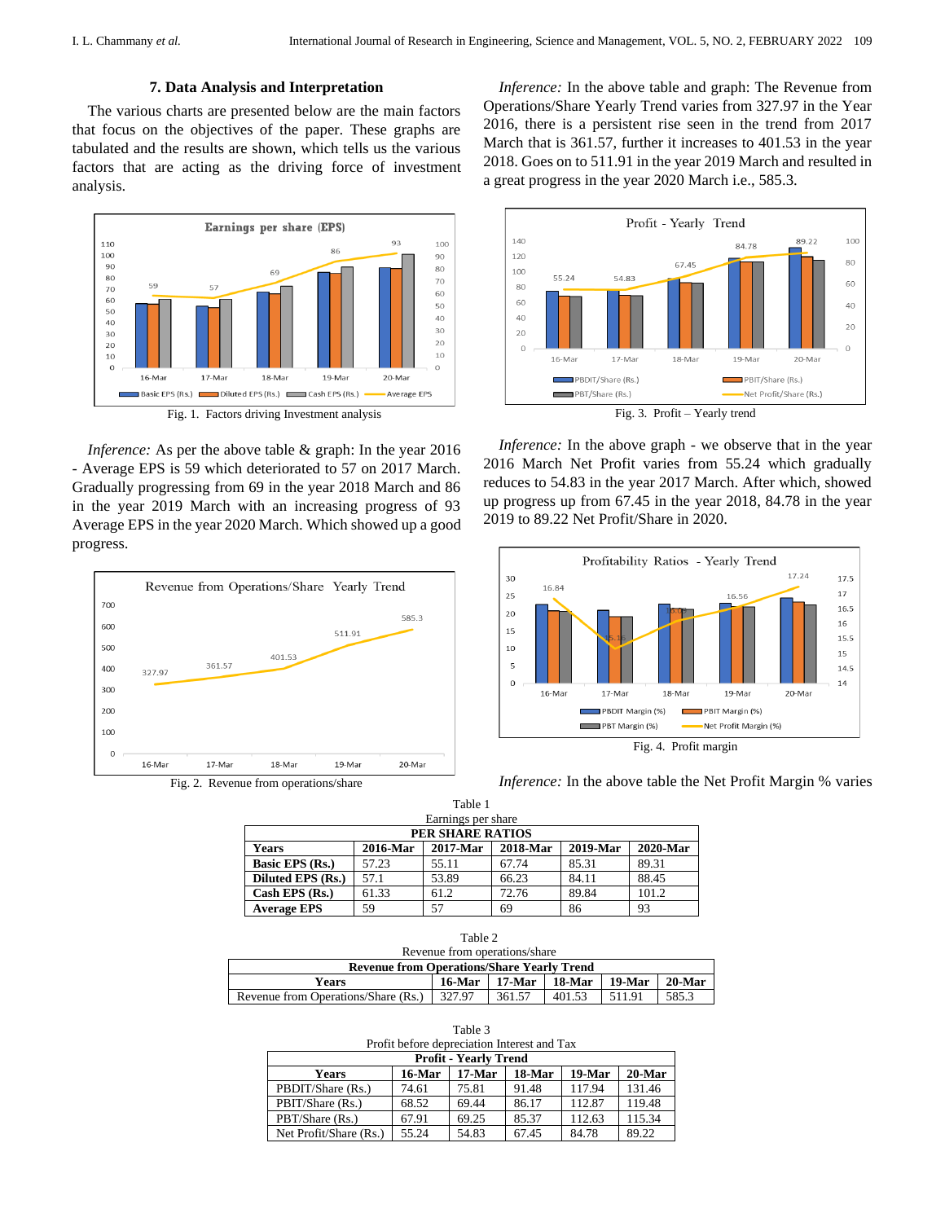### 7. Data Analysis and Interpretation

The various charts are presented below are the main factors that focus on the objectives of the paper. These graphs are tabulated and the results are shown, which tells us the various factors that are acting as the driving force of investment analysis.

Fig. 1. Factors driving Investment analysis

*Inference:* As per the above table & graph: In the year 2016 - Average EPS is 59 which deteriorated to 57 on 2017 March. Gradually progressing from 69 in the year 2018 March and 86 in the year 2019 March with an increasing progress of 93 Average EPS in the year 2020 March. Which showed up a good progress.

Fig. 2. Revenue from operations/share

*Inference:* In the above table and graph: The Revenue from Operations/Share Yearly Trend varies from 327.97 in the Year 2016, there is a persistent rise seen in the trend from 2017 March that is 361.57, further it increases to 401.53 in the year 2018. Goes on to 511.91 in the year 2019 March and resulted in a great progress in the year 2020 March i.e., 585.3.

Fig. 3. Profit – Yearly trend

*Inference:* In the above graph - we observe that in the year 2016 March Net Profit varies from 55.24 which gradually reduces to 54.83 in the year 2017 March. After which, showed up progress up from 67.45 in the year 2018, 84.78 in the year 2019 to 89.22 Net Profit/Share in 2020.

Fig. 4. Profit margin

*Inference:* In the above table the Net Profit Margin % varies

Table 1
Earnings per share

| PER SHARE RATIOS | | | | | |
|---|---|---|---|---|---|
| **Years** | **2016-Mar** | **2017-Mar** | **2018-Mar** | **2019-Mar** | **2020-Mar** |
| **Basic EPS (Rs.)** | 57.23 | 55.11 | 67.74 | 85.31 | 89.31 |
| **Diluted EPS (Rs.)** | 57.1 | 53.89 | 66.23 | 84.11 | 88.45 |
| **Cash EPS (Rs.)** | 61.33 | 61.2 | 72.76 | 89.84 | 101.2 |
| **Average EPS** | 59 | 57 | 69 | 86 | 93 |

Table 2
Revenue from operations/share

| Revenue from Operations/Share Yearly Trend | | | | | |
|---|---|---|---|---|---|
| **Years** | **16-Mar** | **17-Mar** | **18-Mar** | **19-Mar** | **20-Mar** |
| Revenue from Operations/Share (Rs.) | 327.97 | 361.57 | 401.53 | 511.91 | 585.3 |

Table 3
Profit before depreciation Interest and Tax

| Profit - Yearly Trend | | | | | |
|---|---|---|---|---|---|
| **Years** | **16-Mar** | **17-Mar** | **18-Mar** | **19-Mar** | **20-Mar** |
| PBDIT/Share (Rs.) | 74.61 | 75.81 | 91.48 | 117.94 | 131.46 |
| PBIT/Share (Rs.) | 68.52 | 69.44 | 86.17 | 112.87 | 119.48 |
| PBT/Share (Rs.) | 67.91 | 69.25 | 85.37 | 112.63 | 115.34 |
| Net Profit/Share (Rs.) | 55.24 | 54.83 | 67.45 | 84.78 | 89.22 |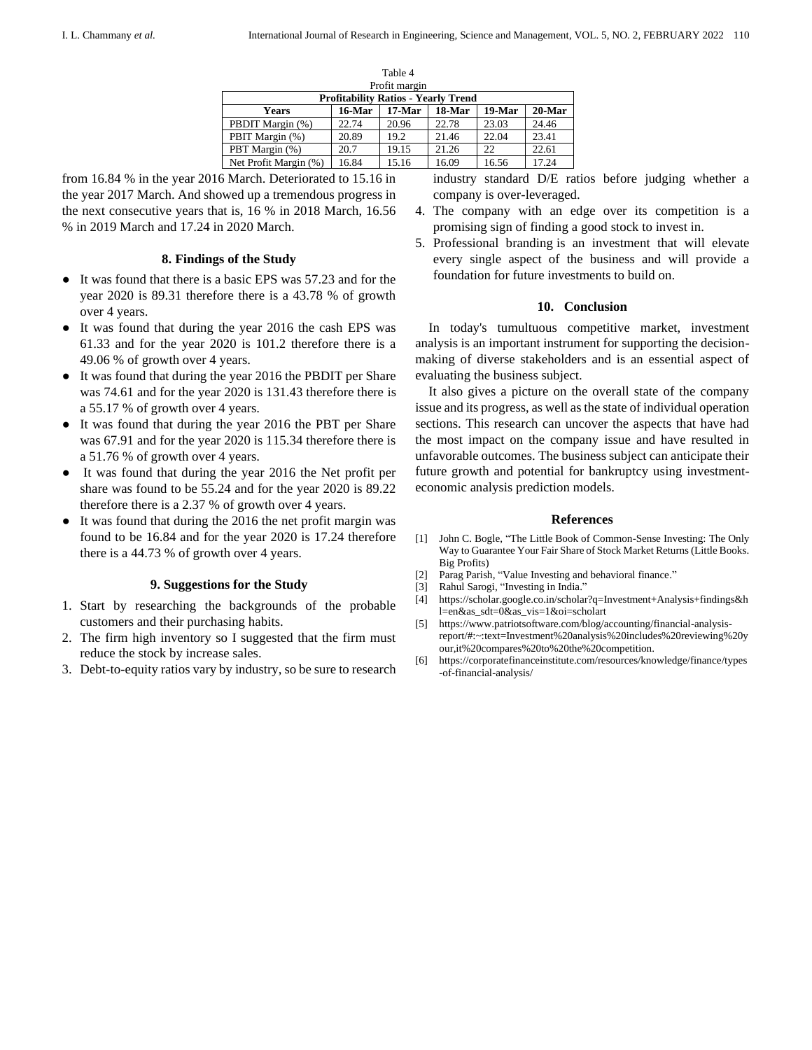Table 4
Profit margin

| Profitability Ratios - Yearly Trend | | | | | |
|---|---|---|---|---|---|
| Years | 16-Mar | 17-Mar | 18-Mar | 19-Mar | 20-Mar |
| PBDIT Margin (%) | 22.74 | 20.96 | 22.78 | 23.03 | 24.46 |
| PBIT Margin (%) | 20.89 | 19.2 | 21.46 | 22.04 | 23.41 |
| PBT Margin (%) | 20.7 | 19.15 | 21.26 | 22 | 22.61 |
| Net Profit Margin (%) | 16.84 | 15.16 | 16.09 | 16.56 | 17.24 |

from 16.84 % in the year 2016 March. Deteriorated to 15.16 in the year 2017 March. And showed up a tremendous progress in the next consecutive years that is, 16 % in 2018 March, 16.56 % in 2019 March and 17.24 in 2020 March.

## 8. Findings of the Study

- It was found that there is a basic EPS was 57.23 and for the year 2020 is 89.31 therefore there is a 43.78 % of growth over 4 years.
- It was found that during the year 2016 the cash EPS was 61.33 and for the year 2020 is 101.2 therefore there is a 49.06 % of growth over 4 years.
- It was found that during the year 2016 the PBDIT per Share was 74.61 and for the year 2020 is 131.43 therefore there is a 55.17 % of growth over 4 years.
- It was found that during the year 2016 the PBT per Share was 67.91 and for the year 2020 is 115.34 therefore there is a 51.76 % of growth over 4 years.
- It was found that during the year 2016 the Net profit per share was found to be 55.24 and for the year 2020 is 89.22 therefore there is a 2.37 % of growth over 4 years.
- It was found that during the 2016 the net profit margin was found to be 16.84 and for the year 2020 is 17.24 therefore there is a 44.73 % of growth over 4 years.

## 9. Suggestions for the Study

1. Start by researching the backgrounds of the probable customers and their purchasing habits.
2. The firm high inventory so I suggested that the firm must reduce the stock by increase sales.
3. Debt-to-equity ratios vary by industry, so be sure to research industry standard D/E ratios before judging whether a company is over-leveraged.
4. The company with an edge over its competition is a promising sign of finding a good stock to invest in.
5. Professional branding is an investment that will elevate every single aspect of the business and will provide a foundation for future investments to build on.

## 10. Conclusion

In today's tumultuous competitive market, investment analysis is an important instrument for supporting the decision-making of diverse stakeholders and is an essential aspect of evaluating the business subject.

It also gives a picture on the overall state of the company issue and its progress, as well as the state of individual operation sections. This research can uncover the aspects that have had the most impact on the company issue and have resulted in unfavorable outcomes. The business subject can anticipate their future growth and potential for bankruptcy using investment-economic analysis prediction models.

## References

[1] John C. Bogle, "The Little Book of Common-Sense Investing: The Only Way to Guarantee Your Fair Share of Stock Market Returns (Little Books. Big Profits)
[2] Parag Parish, "Value Investing and behavioral finance."
[3] Rahul Sarogi, "Investing in India."
[4] https://scholar.google.co.in/scholar?q=Investment+Analysis+findings&hl=en&as_sdt=0&as_vis=1&oi=scholart
[5] https://www.patriotsoftware.com/blog/accounting/financial-analysis-report/#:~:text=Investment%20analysis%20includes%20reviewing%20your,it%20compares%20to%20the%20competition.
[6] https://corporatefinanceinstitute.com/resources/knowledge/finance/types-of-financial-analysis/